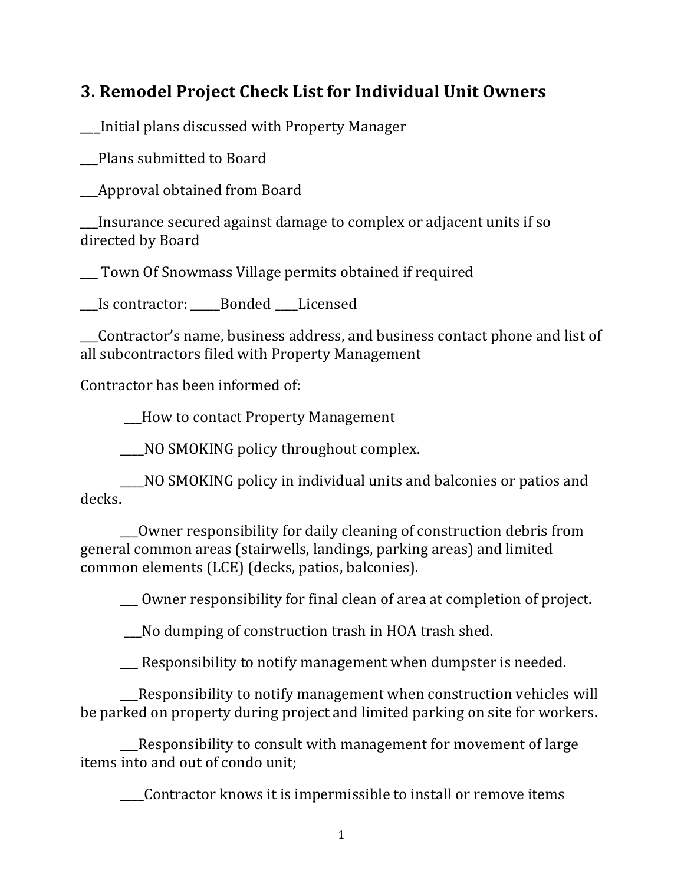## 3. Remodel Project Check List for Individual Unit Owners

___Initial plans discussed with Property Manager

___Plans submitted to Board

___Approval obtained from Board

___Insurance secured against damage to complex or adjacent units if so directed by Board

___ Town Of Snowmass Village permits obtained if required

___Is contractor: _____Bonded ____Licensed

___Contractor's name, business address, and business contact phone and list of all subcontractors filed with Property Management

Contractor has been informed of:

 ___How to contact Property Management

 ____NO SMOKING policy throughout complex.

 ____NO SMOKING policy in individual units and balconies or patios and decks.

 ___Owner responsibility for daily cleaning of construction debris from general common areas (stairwells, landings, parking areas) and limited common elements (LCE) (decks, patios, balconies).

 ___ Owner responsibility for final clean of area at completion of project.

 ___No dumping of construction trash in HOA trash shed.

 ___ Responsibility to notify management when dumpster is needed.

 ___Responsibility to notify management when construction vehicles will be parked on property during project and limited parking on site for workers.

 ___Responsibility to consult with management for movement of large items into and out of condo unit;

 ____Contractor knows it is impermissible to install or remove items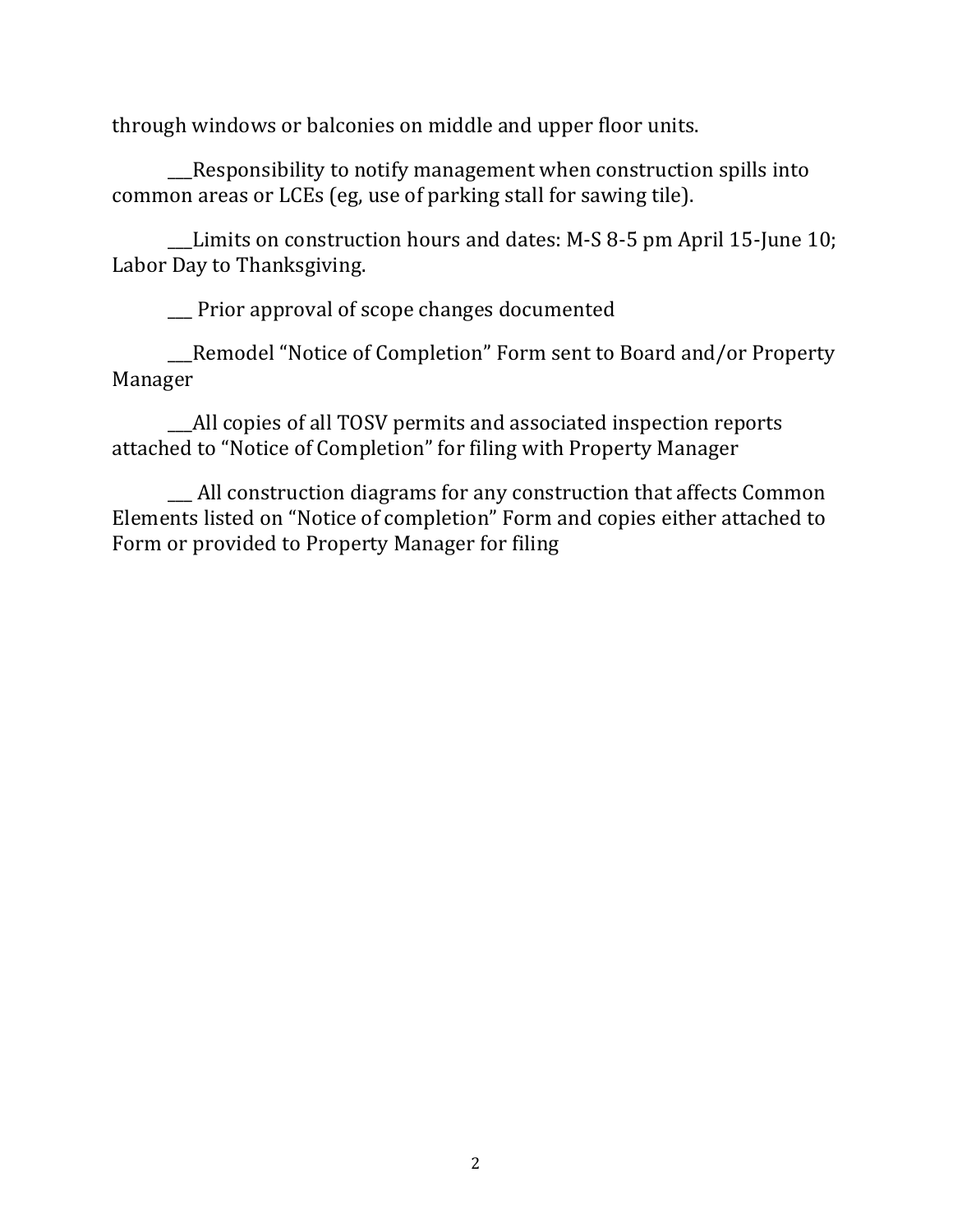through windows or balconies on middle and upper floor units.

___Responsibility to notify management when construction spills into common areas or LCEs (eg, use of parking stall for sawing tile).

___Limits on construction hours and dates: M-S 8-5 pm April 15-June 10; Labor Day to Thanksgiving.

___ Prior approval of scope changes documented

___Remodel “Notice of Completion” Form sent to Board and/or Property Manager

___All copies of all TOSV permits and associated inspection reports attached to “Notice of Completion” for filing with Property Manager

___ All construction diagrams for any construction that affects Common Elements listed on “Notice of completion” Form and copies either attached to Form or provided to Property Manager for filing